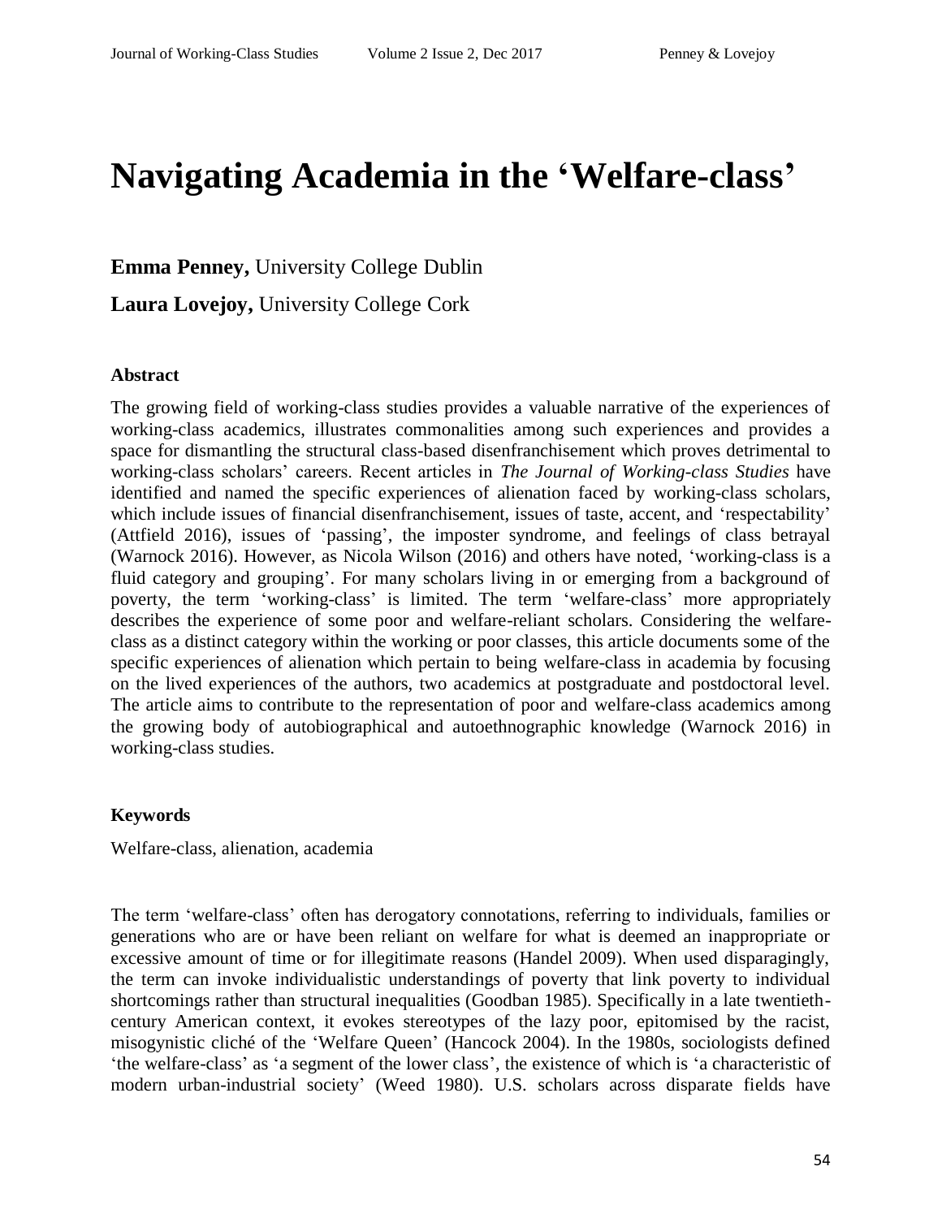# Navigating Academia in the 'Welfare-class'

**Emma Penney,** University College Dublin

**Laura Lovejoy,** University College Cork

### Abstract

The growing field of working-class studies provides a valuable narrative of the experiences of working-class academics, illustrates commonalities among such experiences and provides a space for dismantling the structural class-based disenfranchisement which proves detrimental to working-class scholars' careers. Recent articles in *The Journal of Working-class Studies* have identified and named the specific experiences of alienation faced by working-class scholars, which include issues of financial disenfranchisement, issues of taste, accent, and 'respectability' (Attfield 2016), issues of 'passing', the imposter syndrome, and feelings of class betrayal (Warnock 2016). However, as Nicola Wilson (2016) and others have noted, 'working-class is a fluid category and grouping'. For many scholars living in or emerging from a background of poverty, the term 'working-class' is limited. The term 'welfare-class' more appropriately describes the experience of some poor and welfare-reliant scholars. Considering the welfare-class as a distinct category within the working or poor classes, this article documents some of the specific experiences of alienation which pertain to being welfare-class in academia by focusing on the lived experiences of the authors, two academics at postgraduate and postdoctoral level. The article aims to contribute to the representation of poor and welfare-class academics among the growing body of autobiographical and autoethnographic knowledge (Warnock 2016) in working-class studies.

### Keywords

Welfare-class, alienation, academia

The term 'welfare-class' often has derogatory connotations, referring to individuals, families or generations who are or have been reliant on welfare for what is deemed an inappropriate or excessive amount of time or for illegitimate reasons (Handel 2009). When used disparagingly, the term can invoke individualistic understandings of poverty that link poverty to individual shortcomings rather than structural inequalities (Goodban 1985). Specifically in a late twentieth-century American context, it evokes stereotypes of the lazy poor, epitomised by the racist, misogynistic cliché of the 'Welfare Queen' (Hancock 2004). In the 1980s, sociologists defined 'the welfare-class' as 'a segment of the lower class', the existence of which is 'a characteristic of modern urban-industrial society' (Weed 1980). U.S. scholars across disparate fields have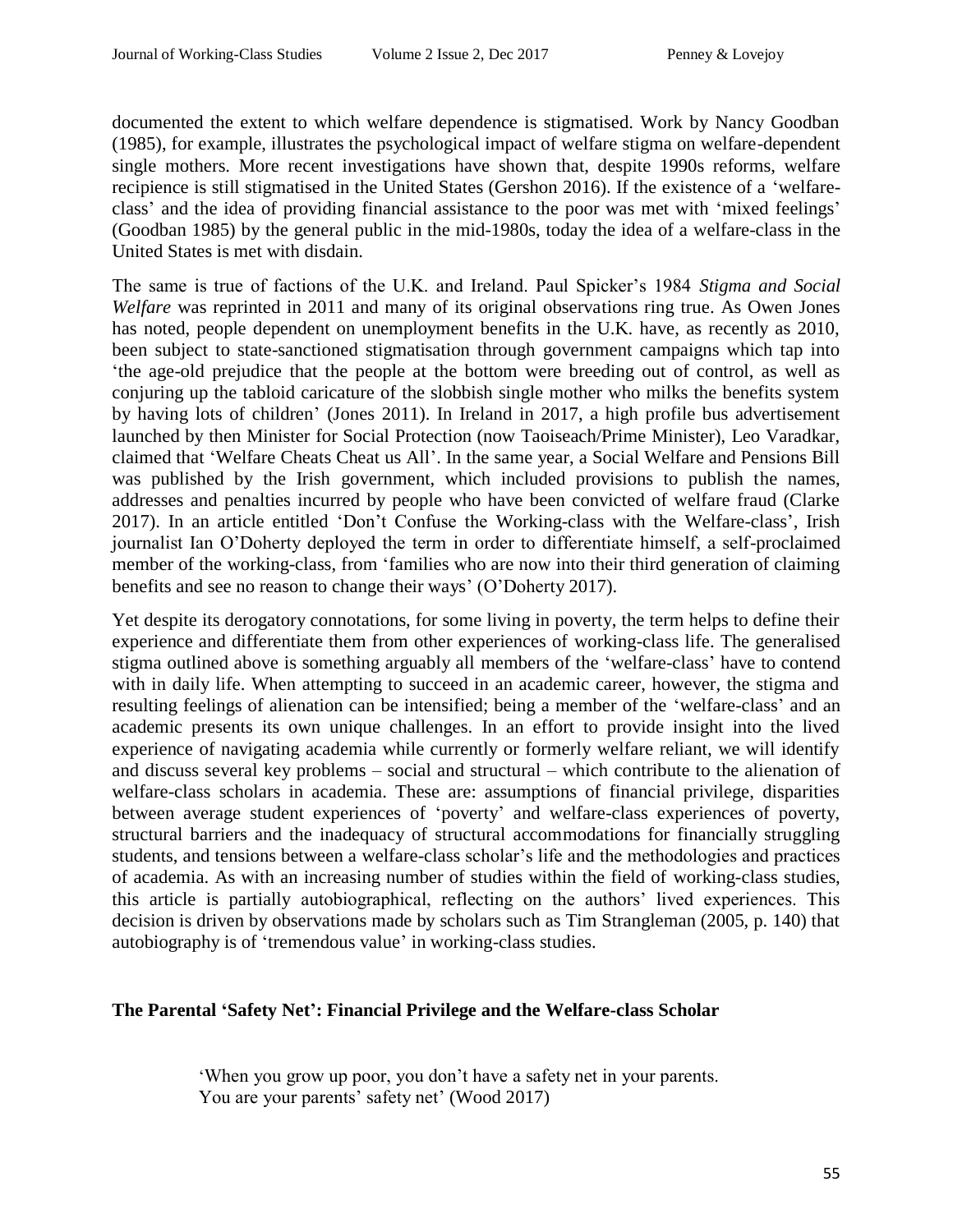documented the extent to which welfare dependence is stigmatised. Work by Nancy Goodban (1985), for example, illustrates the psychological impact of welfare stigma on welfare-dependent single mothers. More recent investigations have shown that, despite 1990s reforms, welfare recipience is still stigmatised in the United States (Gershon 2016). If the existence of a 'welfare-class' and the idea of providing financial assistance to the poor was met with 'mixed feelings' (Goodban 1985) by the general public in the mid-1980s, today the idea of a welfare-class in the United States is met with disdain.

The same is true of factions of the U.K. and Ireland. Paul Spicker's 1984 *Stigma and Social Welfare* was reprinted in 2011 and many of its original observations ring true. As Owen Jones has noted, people dependent on unemployment benefits in the U.K. have, as recently as 2010, been subject to state-sanctioned stigmatisation through government campaigns which tap into 'the age-old prejudice that the people at the bottom were breeding out of control, as well as conjuring up the tabloid caricature of the slobbish single mother who milks the benefits system by having lots of children' (Jones 2011). In Ireland in 2017, a high profile bus advertisement launched by then Minister for Social Protection (now Taoiseach/Prime Minister), Leo Varadkar, claimed that 'Welfare Cheats Cheat us All'. In the same year, a Social Welfare and Pensions Bill was published by the Irish government, which included provisions to publish the names, addresses and penalties incurred by people who have been convicted of welfare fraud (Clarke 2017). In an article entitled 'Don't Confuse the Working-class with the Welfare-class', Irish journalist Ian O'Doherty deployed the term in order to differentiate himself, a self-proclaimed member of the working-class, from 'families who are now into their third generation of claiming benefits and see no reason to change their ways' (O'Doherty 2017).

Yet despite its derogatory connotations, for some living in poverty, the term helps to define their experience and differentiate them from other experiences of working-class life. The generalised stigma outlined above is something arguably all members of the 'welfare-class' have to contend with in daily life. When attempting to succeed in an academic career, however, the stigma and resulting feelings of alienation can be intensified; being a member of the 'welfare-class' and an academic presents its own unique challenges. In an effort to provide insight into the lived experience of navigating academia while currently or formerly welfare reliant, we will identify and discuss several key problems – social and structural – which contribute to the alienation of welfare-class scholars in academia. These are: assumptions of financial privilege, disparities between average student experiences of 'poverty' and welfare-class experiences of poverty, structural barriers and the inadequacy of structural accommodations for financially struggling students, and tensions between a welfare-class scholar's life and the methodologies and practices of academia. As with an increasing number of studies within the field of working-class studies, this article is partially autobiographical, reflecting on the authors' lived experiences. This decision is driven by observations made by scholars such as Tim Strangleman (2005, p. 140) that autobiography is of 'tremendous value' in working-class studies.

## The Parental 'Safety Net': Financial Privilege and the Welfare-class Scholar

> 'When you grow up poor, you don't have a safety net in your parents.
> You are your parents' safety net' (Wood 2017)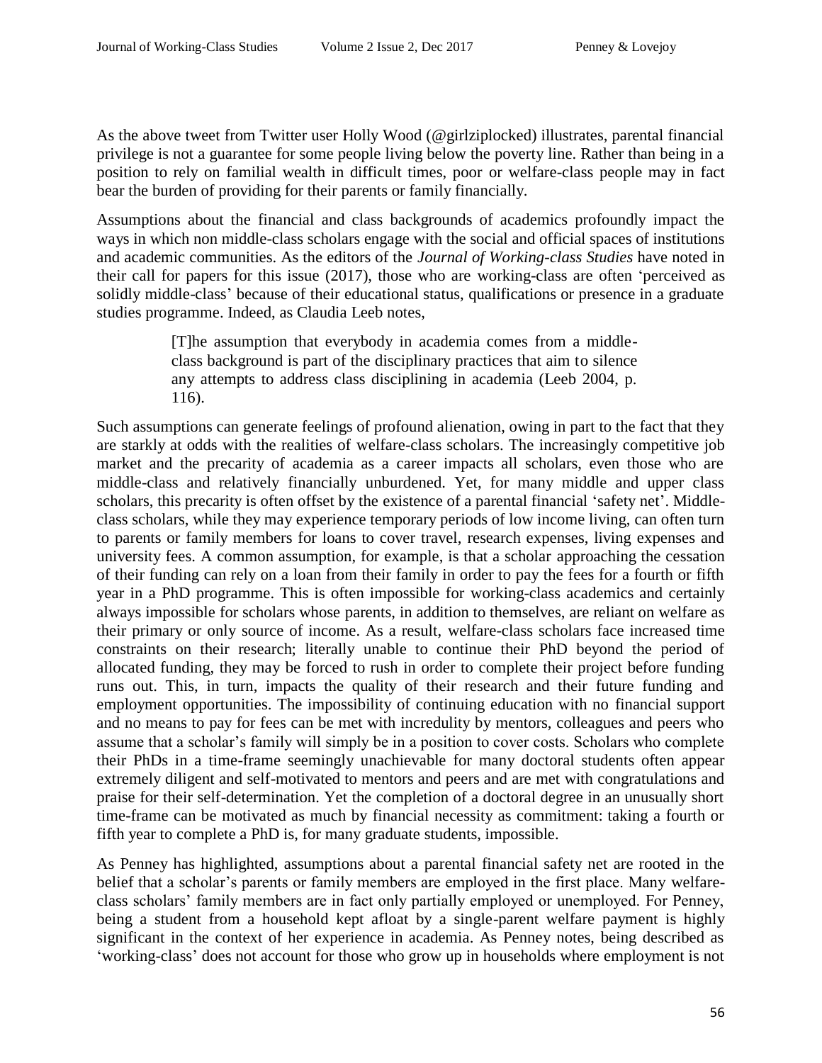As the above tweet from Twitter user Holly Wood (@girlziplocked) illustrates, parental financial privilege is not a guarantee for some people living below the poverty line. Rather than being in a position to rely on familial wealth in difficult times, poor or welfare-class people may in fact bear the burden of providing for their parents or family financially.

Assumptions about the financial and class backgrounds of academics profoundly impact the ways in which non middle-class scholars engage with the social and official spaces of institutions and academic communities. As the editors of the *Journal of Working-class Studies* have noted in their call for papers for this issue (2017), those who are working-class are often 'perceived as solidly middle-class' because of their educational status, qualifications or presence in a graduate studies programme. Indeed, as Claudia Leeb notes,

> [T]he assumption that everybody in academia comes from a middle-class background is part of the disciplinary practices that aim to silence any attempts to address class disciplining in academia (Leeb 2004, p. 116).

Such assumptions can generate feelings of profound alienation, owing in part to the fact that they are starkly at odds with the realities of welfare-class scholars. The increasingly competitive job market and the precarity of academia as a career impacts all scholars, even those who are middle-class and relatively financially unburdened. Yet, for many middle and upper class scholars, this precarity is often offset by the existence of a parental financial 'safety net'. Middle-class scholars, while they may experience temporary periods of low income living, can often turn to parents or family members for loans to cover travel, research expenses, living expenses and university fees. A common assumption, for example, is that a scholar approaching the cessation of their funding can rely on a loan from their family in order to pay the fees for a fourth or fifth year in a PhD programme. This is often impossible for working-class academics and certainly always impossible for scholars whose parents, in addition to themselves, are reliant on welfare as their primary or only source of income. As a result, welfare-class scholars face increased time constraints on their research; literally unable to continue their PhD beyond the period of allocated funding, they may be forced to rush in order to complete their project before funding runs out. This, in turn, impacts the quality of their research and their future funding and employment opportunities. The impossibility of continuing education with no financial support and no means to pay for fees can be met with incredulity by mentors, colleagues and peers who assume that a scholar's family will simply be in a position to cover costs. Scholars who complete their PhDs in a time-frame seemingly unachievable for many doctoral students often appear extremely diligent and self-motivated to mentors and peers and are met with congratulations and praise for their self-determination. Yet the completion of a doctoral degree in an unusually short time-frame can be motivated as much by financial necessity as commitment: taking a fourth or fifth year to complete a PhD is, for many graduate students, impossible.

As Penney has highlighted, assumptions about a parental financial safety net are rooted in the belief that a scholar's parents or family members are employed in the first place. Many welfare-class scholars' family members are in fact only partially employed or unemployed. For Penney, being a student from a household kept afloat by a single-parent welfare payment is highly significant in the context of her experience in academia. As Penney notes, being described as 'working-class' does not account for those who grow up in households where employment is not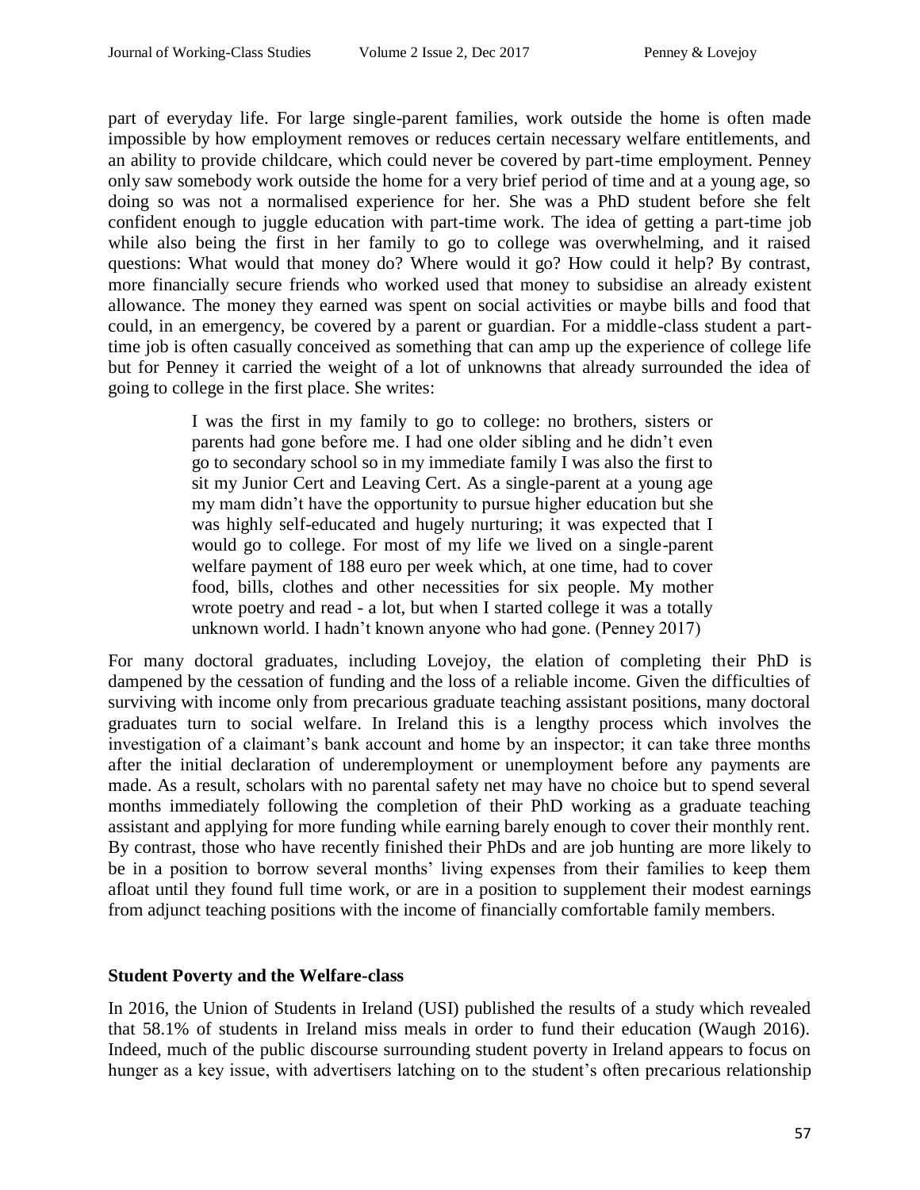part of everyday life. For large single-parent families, work outside the home is often made impossible by how employment removes or reduces certain necessary welfare entitlements, and an ability to provide childcare, which could never be covered by part-time employment. Penney only saw somebody work outside the home for a very brief period of time and at a young age, so doing so was not a normalised experience for her. She was a PhD student before she felt confident enough to juggle education with part-time work. The idea of getting a part-time job while also being the first in her family to go to college was overwhelming, and it raised questions: What would that money do? Where would it go? How could it help? By contrast, more financially secure friends who worked used that money to subsidise an already existent allowance. The money they earned was spent on social activities or maybe bills and food that could, in an emergency, be covered by a parent or guardian. For a middle-class student a part-time job is often casually conceived as something that can amp up the experience of college life but for Penney it carried the weight of a lot of unknowns that already surrounded the idea of going to college in the first place. She writes:

> I was the first in my family to go to college: no brothers, sisters or parents had gone before me. I had one older sibling and he didn't even go to secondary school so in my immediate family I was also the first to sit my Junior Cert and Leaving Cert. As a single-parent at a young age my mam didn't have the opportunity to pursue higher education but she was highly self-educated and hugely nurturing; it was expected that I would go to college. For most of my life we lived on a single-parent welfare payment of 188 euro per week which, at one time, had to cover food, bills, clothes and other necessities for six people. My mother wrote poetry and read - a lot, but when I started college it was a totally unknown world. I hadn't known anyone who had gone. (Penney 2017)

For many doctoral graduates, including Lovejoy, the elation of completing their PhD is dampened by the cessation of funding and the loss of a reliable income. Given the difficulties of surviving with income only from precarious graduate teaching assistant positions, many doctoral graduates turn to social welfare. In Ireland this is a lengthy process which involves the investigation of a claimant's bank account and home by an inspector; it can take three months after the initial declaration of underemployment or unemployment before any payments are made. As a result, scholars with no parental safety net may have no choice but to spend several months immediately following the completion of their PhD working as a graduate teaching assistant and applying for more funding while earning barely enough to cover their monthly rent. By contrast, those who have recently finished their PhDs and are job hunting are more likely to be in a position to borrow several months' living expenses from their families to keep them afloat until they found full time work, or are in a position to supplement their modest earnings from adjunct teaching positions with the income of financially comfortable family members.

## Student Poverty and the Welfare-class

In 2016, the Union of Students in Ireland (USI) published the results of a study which revealed that 58.1% of students in Ireland miss meals in order to fund their education (Waugh 2016). Indeed, much of the public discourse surrounding student poverty in Ireland appears to focus on hunger as a key issue, with advertisers latching on to the student's often precarious relationship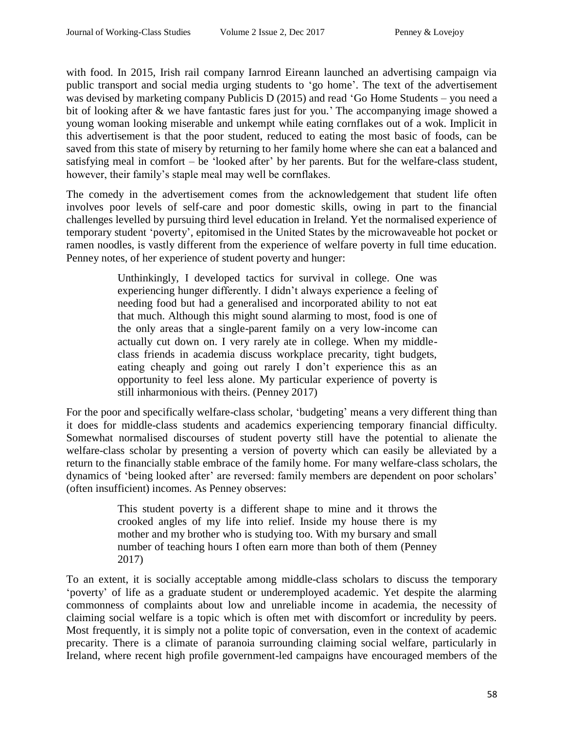with food. In 2015, Irish rail company Iarnrod Eireann launched an advertising campaign via public transport and social media urging students to 'go home'. The text of the advertisement was devised by marketing company Publicis D (2015) and read 'Go Home Students – you need a bit of looking after & we have fantastic fares just for you.' The accompanying image showed a young woman looking miserable and unkempt while eating cornflakes out of a wok. Implicit in this advertisement is that the poor student, reduced to eating the most basic of foods, can be saved from this state of misery by returning to her family home where she can eat a balanced and satisfying meal in comfort – be 'looked after' by her parents. But for the welfare-class student, however, their family's staple meal may well be cornflakes.

The comedy in the advertisement comes from the acknowledgement that student life often involves poor levels of self-care and poor domestic skills, owing in part to the financial challenges levelled by pursuing third level education in Ireland. Yet the normalised experience of temporary student 'poverty', epitomised in the United States by the microwaveable hot pocket or ramen noodles, is vastly different from the experience of welfare poverty in full time education. Penney notes, of her experience of student poverty and hunger:

> Unthinkingly, I developed tactics for survival in college. One was experiencing hunger differently. I didn't always experience a feeling of needing food but had a generalised and incorporated ability to not eat that much. Although this might sound alarming to most, food is one of the only areas that a single-parent family on a very low-income can actually cut down on. I very rarely ate in college. When my middle-class friends in academia discuss workplace precarity, tight budgets, eating cheaply and going out rarely I don't experience this as an opportunity to feel less alone. My particular experience of poverty is still inharmonious with theirs. (Penney 2017)

For the poor and specifically welfare-class scholar, 'budgeting' means a very different thing than it does for middle-class students and academics experiencing temporary financial difficulty. Somewhat normalised discourses of student poverty still have the potential to alienate the welfare-class scholar by presenting a version of poverty which can easily be alleviated by a return to the financially stable embrace of the family home. For many welfare-class scholars, the dynamics of 'being looked after' are reversed: family members are dependent on poor scholars' (often insufficient) incomes. As Penney observes:

> This student poverty is a different shape to mine and it throws the crooked angles of my life into relief. Inside my house there is my mother and my brother who is studying too. With my bursary and small number of teaching hours I often earn more than both of them (Penney 2017)

To an extent, it is socially acceptable among middle-class scholars to discuss the temporary 'poverty' of life as a graduate student or underemployed academic. Yet despite the alarming commonness of complaints about low and unreliable income in academia, the necessity of claiming social welfare is a topic which is often met with discomfort or incredulity by peers. Most frequently, it is simply not a polite topic of conversation, even in the context of academic precarity. There is a climate of paranoia surrounding claiming social welfare, particularly in Ireland, where recent high profile government-led campaigns have encouraged members of the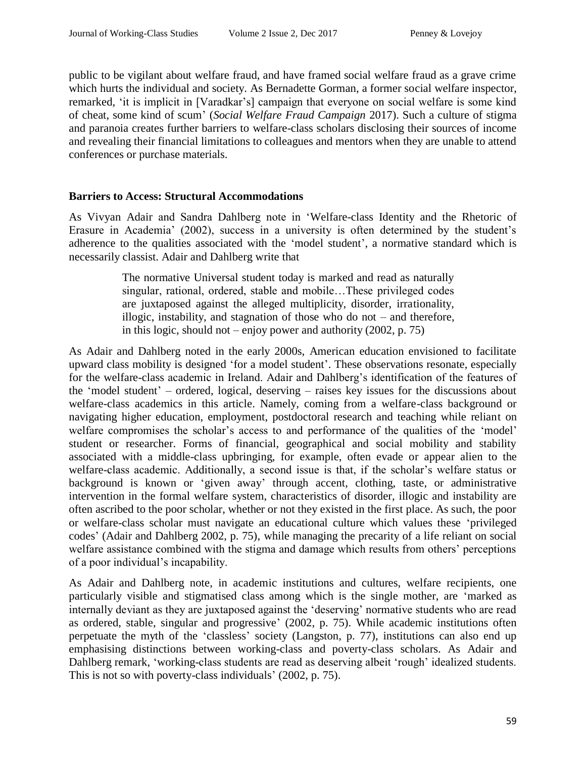public to be vigilant about welfare fraud, and have framed social welfare fraud as a grave crime which hurts the individual and society. As Bernadette Gorman, a former social welfare inspector, remarked, 'it is implicit in [Varadkar's] campaign that everyone on social welfare is some kind of cheat, some kind of scum' (*Social Welfare Fraud Campaign* 2017). Such a culture of stigma and paranoia creates further barriers to welfare-class scholars disclosing their sources of income and revealing their financial limitations to colleagues and mentors when they are unable to attend conferences or purchase materials.

## Barriers to Access: Structural Accommodations

As Vivyan Adair and Sandra Dahlberg note in 'Welfare-class Identity and the Rhetoric of Erasure in Academia' (2002), success in a university is often determined by the student's adherence to the qualities associated with the 'model student', a normative standard which is necessarily classist. Adair and Dahlberg write that

> The normative Universal student today is marked and read as naturally singular, rational, ordered, stable and mobile…These privileged codes are juxtaposed against the alleged multiplicity, disorder, irrationality, illogic, instability, and stagnation of those who do not – and therefore, in this logic, should not – enjoy power and authority (2002, p. 75)

As Adair and Dahlberg noted in the early 2000s, American education envisioned to facilitate upward class mobility is designed 'for a model student'. These observations resonate, especially for the welfare-class academic in Ireland. Adair and Dahlberg's identification of the features of the 'model student' – ordered, logical, deserving – raises key issues for the discussions about welfare-class academics in this article. Namely, coming from a welfare-class background or navigating higher education, employment, postdoctoral research and teaching while reliant on welfare compromises the scholar's access to and performance of the qualities of the 'model' student or researcher. Forms of financial, geographical and social mobility and stability associated with a middle-class upbringing, for example, often evade or appear alien to the welfare-class academic. Additionally, a second issue is that, if the scholar's welfare status or background is known or 'given away' through accent, clothing, taste, or administrative intervention in the formal welfare system, characteristics of disorder, illogic and instability are often ascribed to the poor scholar, whether or not they existed in the first place. As such, the poor or welfare-class scholar must navigate an educational culture which values these 'privileged codes' (Adair and Dahlberg 2002, p. 75), while managing the precarity of a life reliant on social welfare assistance combined with the stigma and damage which results from others' perceptions of a poor individual's incapability.

As Adair and Dahlberg note, in academic institutions and cultures, welfare recipients, one particularly visible and stigmatised class among which is the single mother, are 'marked as internally deviant as they are juxtaposed against the 'deserving' normative students who are read as ordered, stable, singular and progressive' (2002, p. 75). While academic institutions often perpetuate the myth of the 'classless' society (Langston, p. 77), institutions can also end up emphasising distinctions between working-class and poverty-class scholars. As Adair and Dahlberg remark, 'working-class students are read as deserving albeit 'rough' idealized students. This is not so with poverty-class individuals' (2002, p. 75).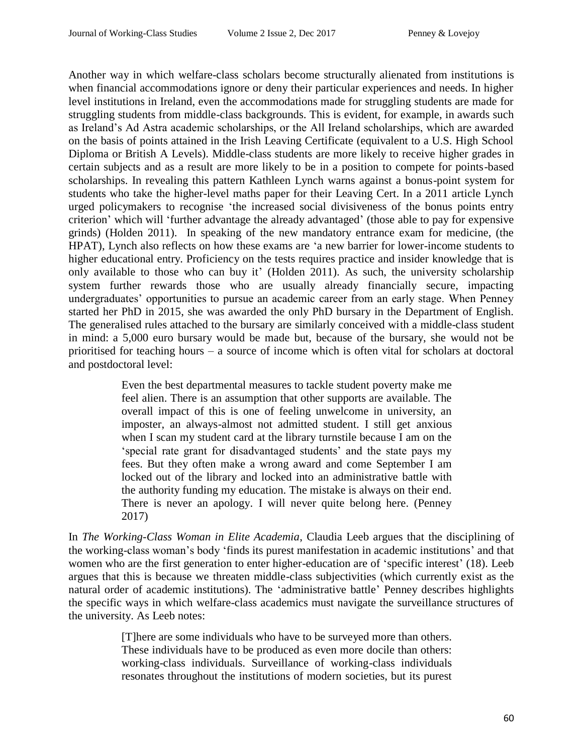Another way in which welfare-class scholars become structurally alienated from institutions is when financial accommodations ignore or deny their particular experiences and needs. In higher level institutions in Ireland, even the accommodations made for struggling students are made for struggling students from middle-class backgrounds. This is evident, for example, in awards such as Ireland's Ad Astra academic scholarships, or the All Ireland scholarships, which are awarded on the basis of points attained in the Irish Leaving Certificate (equivalent to a U.S. High School Diploma or British A Levels). Middle-class students are more likely to receive higher grades in certain subjects and as a result are more likely to be in a position to compete for points-based scholarships. In revealing this pattern Kathleen Lynch warns against a bonus-point system for students who take the higher-level maths paper for their Leaving Cert. In a 2011 article Lynch urged policymakers to recognise 'the increased social divisiveness of the bonus points entry criterion' which will 'further advantage the already advantaged' (those able to pay for expensive grinds) (Holden 2011). In speaking of the new mandatory entrance exam for medicine, (the HPAT), Lynch also reflects on how these exams are 'a new barrier for lower-income students to higher educational entry. Proficiency on the tests requires practice and insider knowledge that is only available to those who can buy it' (Holden 2011). As such, the university scholarship system further rewards those who are usually already financially secure, impacting undergraduates' opportunities to pursue an academic career from an early stage. When Penney started her PhD in 2015, she was awarded the only PhD bursary in the Department of English. The generalised rules attached to the bursary are similarly conceived with a middle-class student in mind: a 5,000 euro bursary would be made but, because of the bursary, she would not be prioritised for teaching hours – a source of income which is often vital for scholars at doctoral and postdoctoral level:

> Even the best departmental measures to tackle student poverty make me feel alien. There is an assumption that other supports are available. The overall impact of this is one of feeling unwelcome in university, an imposter, an always-almost not admitted student. I still get anxious when I scan my student card at the library turnstile because I am on the 'special rate grant for disadvantaged students' and the state pays my fees. But they often make a wrong award and come September I am locked out of the library and locked into an administrative battle with the authority funding my education. The mistake is always on their end. There is never an apology. I will never quite belong here. (Penney 2017)

In *The Working-Class Woman in Elite Academia*, Claudia Leeb argues that the disciplining of the working-class woman's body 'finds its purest manifestation in academic institutions' and that women who are the first generation to enter higher-education are of 'specific interest' (18). Leeb argues that this is because we threaten middle-class subjectivities (which currently exist as the natural order of academic institutions). The 'administrative battle' Penney describes highlights the specific ways in which welfare-class academics must navigate the surveillance structures of the university. As Leeb notes:

> [T]here are some individuals who have to be surveyed more than others. These individuals have to be produced as even more docile than others: working-class individuals. Surveillance of working-class individuals resonates throughout the institutions of modern societies, but its purest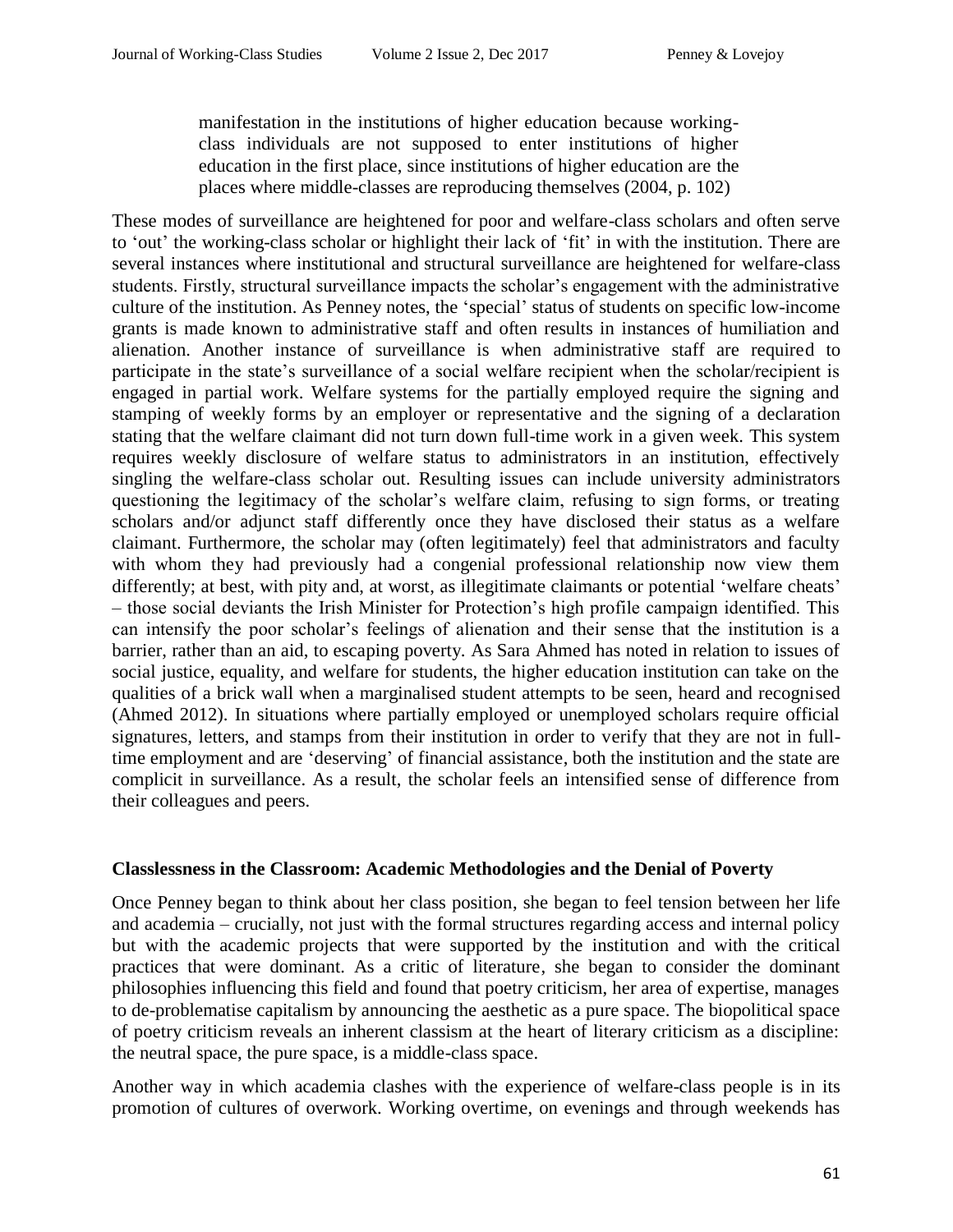> manifestation in the institutions of higher education because working-class individuals are not supposed to enter institutions of higher education in the first place, since institutions of higher education are the places where middle-classes are reproducing themselves (2004, p. 102)

These modes of surveillance are heightened for poor and welfare-class scholars and often serve to 'out' the working-class scholar or highlight their lack of 'fit' in with the institution. There are several instances where institutional and structural surveillance are heightened for welfare-class students. Firstly, structural surveillance impacts the scholar's engagement with the administrative culture of the institution. As Penney notes, the 'special' status of students on specific low-income grants is made known to administrative staff and often results in instances of humiliation and alienation. Another instance of surveillance is when administrative staff are required to participate in the state's surveillance of a social welfare recipient when the scholar/recipient is engaged in partial work. Welfare systems for the partially employed require the signing and stamping of weekly forms by an employer or representative and the signing of a declaration stating that the welfare claimant did not turn down full-time work in a given week. This system requires weekly disclosure of welfare status to administrators in an institution, effectively singling the welfare-class scholar out. Resulting issues can include university administrators questioning the legitimacy of the scholar's welfare claim, refusing to sign forms, or treating scholars and/or adjunct staff differently once they have disclosed their status as a welfare claimant. Furthermore, the scholar may (often legitimately) feel that administrators and faculty with whom they had previously had a congenial professional relationship now view them differently; at best, with pity and, at worst, as illegitimate claimants or potential 'welfare cheats' – those social deviants the Irish Minister for Protection's high profile campaign identified. This can intensify the poor scholar's feelings of alienation and their sense that the institution is a barrier, rather than an aid, to escaping poverty. As Sara Ahmed has noted in relation to issues of social justice, equality, and welfare for students, the higher education institution can take on the qualities of a brick wall when a marginalised student attempts to be seen, heard and recognised (Ahmed 2012). In situations where partially employed or unemployed scholars require official signatures, letters, and stamps from their institution in order to verify that they are not in full-time employment and are 'deserving' of financial assistance, both the institution and the state are complicit in surveillance. As a result, the scholar feels an intensified sense of difference from their colleagues and peers.

## Classlessness in the Classroom: Academic Methodologies and the Denial of Poverty

Once Penney began to think about her class position, she began to feel tension between her life and academia – crucially, not just with the formal structures regarding access and internal policy but with the academic projects that were supported by the institution and with the critical practices that were dominant. As a critic of literature, she began to consider the dominant philosophies influencing this field and found that poetry criticism, her area of expertise, manages to de-problematise capitalism by announcing the aesthetic as a pure space. The biopolitical space of poetry criticism reveals an inherent classism at the heart of literary criticism as a discipline: the neutral space, the pure space, is a middle-class space.

Another way in which academia clashes with the experience of welfare-class people is in its promotion of cultures of overwork. Working overtime, on evenings and through weekends has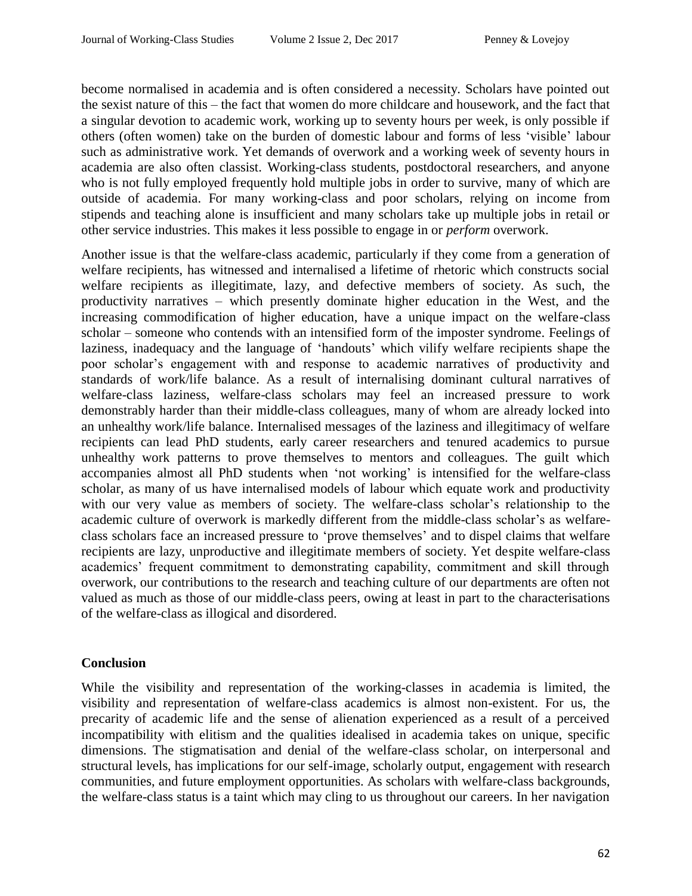become normalised in academia and is often considered a necessity. Scholars have pointed out the sexist nature of this – the fact that women do more childcare and housework, and the fact that a singular devotion to academic work, working up to seventy hours per week, is only possible if others (often women) take on the burden of domestic labour and forms of less 'visible' labour such as administrative work. Yet demands of overwork and a working week of seventy hours in academia are also often classist. Working-class students, postdoctoral researchers, and anyone who is not fully employed frequently hold multiple jobs in order to survive, many of which are outside of academia. For many working-class and poor scholars, relying on income from stipends and teaching alone is insufficient and many scholars take up multiple jobs in retail or other service industries. This makes it less possible to engage in or *perform* overwork.

Another issue is that the welfare-class academic, particularly if they come from a generation of welfare recipients, has witnessed and internalised a lifetime of rhetoric which constructs social welfare recipients as illegitimate, lazy, and defective members of society. As such, the productivity narratives – which presently dominate higher education in the West, and the increasing commodification of higher education, have a unique impact on the welfare-class scholar – someone who contends with an intensified form of the imposter syndrome. Feelings of laziness, inadequacy and the language of 'handouts' which vilify welfare recipients shape the poor scholar's engagement with and response to academic narratives of productivity and standards of work/life balance. As a result of internalising dominant cultural narratives of welfare-class laziness, welfare-class scholars may feel an increased pressure to work demonstrably harder than their middle-class colleagues, many of whom are already locked into an unhealthy work/life balance. Internalised messages of the laziness and illegitimacy of welfare recipients can lead PhD students, early career researchers and tenured academics to pursue unhealthy work patterns to prove themselves to mentors and colleagues. The guilt which accompanies almost all PhD students when 'not working' is intensified for the welfare-class scholar, as many of us have internalised models of labour which equate work and productivity with our very value as members of society. The welfare-class scholar's relationship to the academic culture of overwork is markedly different from the middle-class scholar's as welfare-class scholars face an increased pressure to 'prove themselves' and to dispel claims that welfare recipients are lazy, unproductive and illegitimate members of society. Yet despite welfare-class academics' frequent commitment to demonstrating capability, commitment and skill through overwork, our contributions to the research and teaching culture of our departments are often not valued as much as those of our middle-class peers, owing at least in part to the characterisations of the welfare-class as illogical and disordered.

## Conclusion

While the visibility and representation of the working-classes in academia is limited, the visibility and representation of welfare-class academics is almost non-existent. For us, the precarity of academic life and the sense of alienation experienced as a result of a perceived incompatibility with elitism and the qualities idealised in academia takes on unique, specific dimensions. The stigmatisation and denial of the welfare-class scholar, on interpersonal and structural levels, has implications for our self-image, scholarly output, engagement with research communities, and future employment opportunities. As scholars with welfare-class backgrounds, the welfare-class status is a taint which may cling to us throughout our careers. In her navigation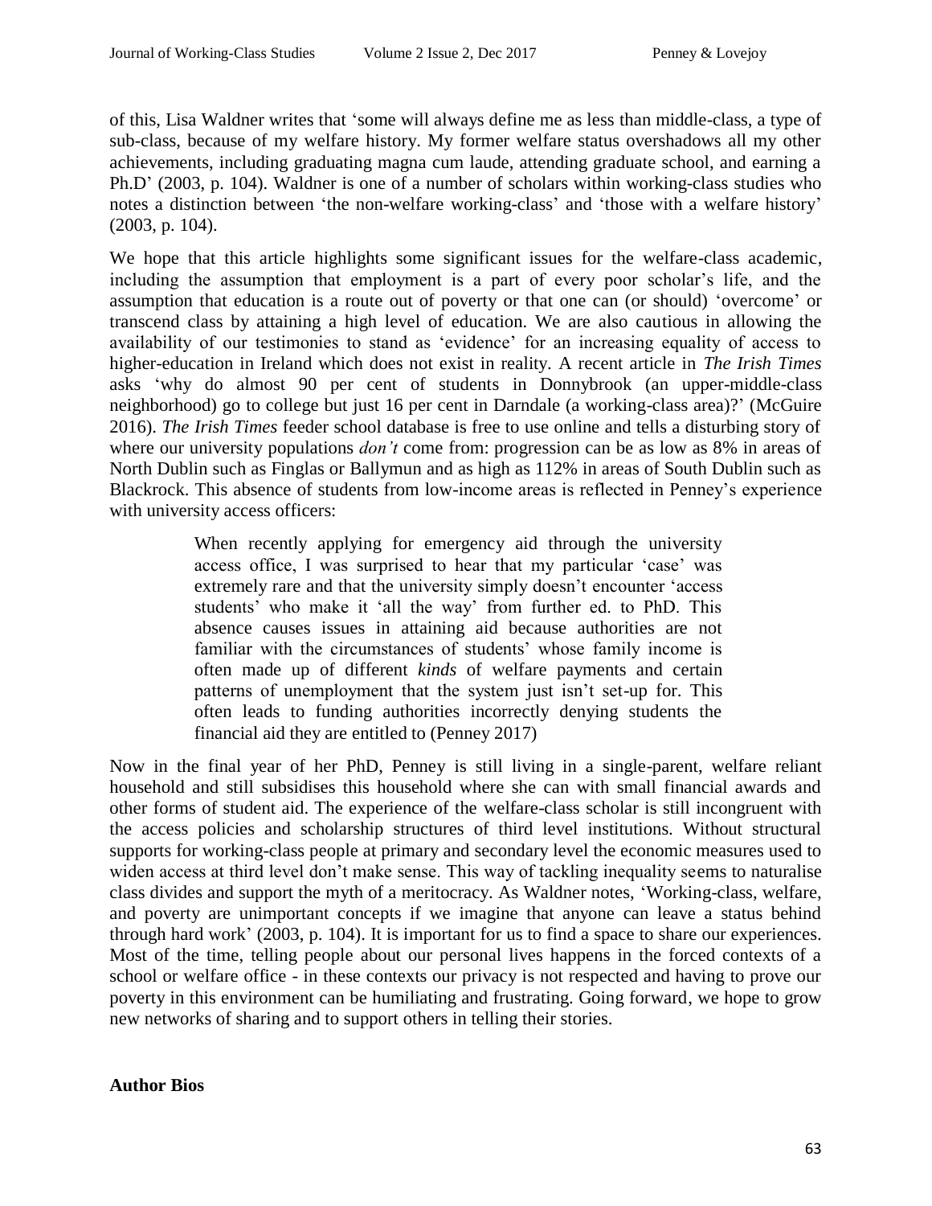of this, Lisa Waldner writes that 'some will always define me as less than middle-class, a type of sub-class, because of my welfare history. My former welfare status overshadows all my other achievements, including graduating magna cum laude, attending graduate school, and earning a Ph.D' (2003, p. 104). Waldner is one of a number of scholars within working-class studies who notes a distinction between 'the non-welfare working-class' and 'those with a welfare history' (2003, p. 104).

We hope that this article highlights some significant issues for the welfare-class academic, including the assumption that employment is a part of every poor scholar's life, and the assumption that education is a route out of poverty or that one can (or should) 'overcome' or transcend class by attaining a high level of education. We are also cautious in allowing the availability of our testimonies to stand as 'evidence' for an increasing equality of access to higher-education in Ireland which does not exist in reality. A recent article in *The Irish Times* asks 'why do almost 90 per cent of students in Donnybrook (an upper-middle-class neighborhood) go to college but just 16 per cent in Darndale (a working-class area)?' (McGuire 2016). *The Irish Times* feeder school database is free to use online and tells a disturbing story of where our university populations *don't* come from: progression can be as low as 8% in areas of North Dublin such as Finglas or Ballymun and as high as 112% in areas of South Dublin such as Blackrock. This absence of students from low-income areas is reflected in Penney's experience with university access officers:

> When recently applying for emergency aid through the university access office, I was surprised to hear that my particular 'case' was extremely rare and that the university simply doesn't encounter 'access students' who make it 'all the way' from further ed. to PhD. This absence causes issues in attaining aid because authorities are not familiar with the circumstances of students' whose family income is often made up of different *kinds* of welfare payments and certain patterns of unemployment that the system just isn't set-up for. This often leads to funding authorities incorrectly denying students the financial aid they are entitled to (Penney 2017)

Now in the final year of her PhD, Penney is still living in a single-parent, welfare reliant household and still subsidises this household where she can with small financial awards and other forms of student aid. The experience of the welfare-class scholar is still incongruent with the access policies and scholarship structures of third level institutions. Without structural supports for working-class people at primary and secondary level the economic measures used to widen access at third level don't make sense. This way of tackling inequality seems to naturalise class divides and support the myth of a meritocracy. As Waldner notes, 'Working-class, welfare, and poverty are unimportant concepts if we imagine that anyone can leave a status behind through hard work' (2003, p. 104). It is important for us to find a space to share our experiences. Most of the time, telling people about our personal lives happens in the forced contexts of a school or welfare office - in these contexts our privacy is not respected and having to prove our poverty in this environment can be humiliating and frustrating. Going forward, we hope to grow new networks of sharing and to support others in telling their stories.

**Author Bios**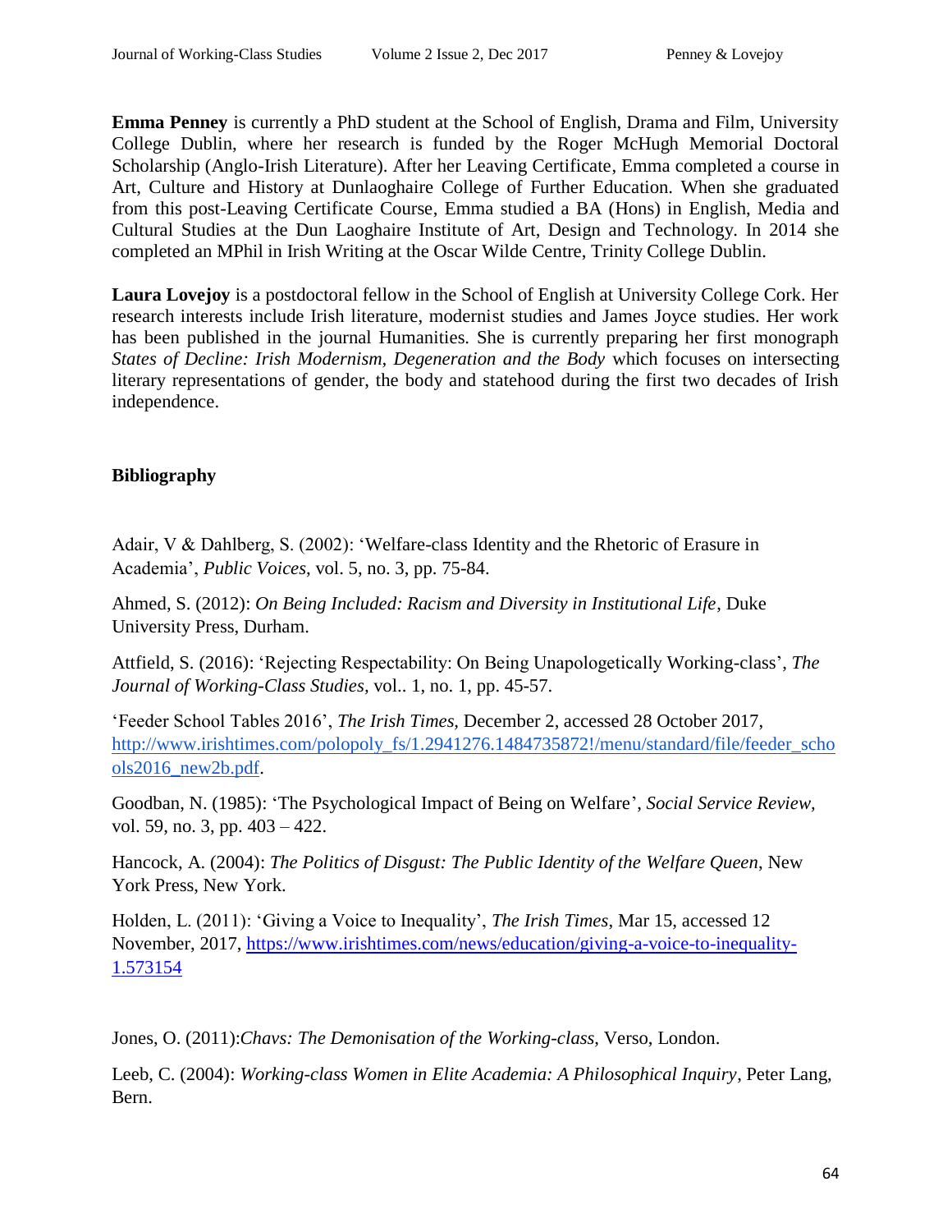**Emma Penney** is currently a PhD student at the School of English, Drama and Film, University College Dublin, where her research is funded by the Roger McHugh Memorial Doctoral Scholarship (Anglo-Irish Literature). After her Leaving Certificate, Emma completed a course in Art, Culture and History at Dunlaoghaire College of Further Education. When she graduated from this post-Leaving Certificate Course, Emma studied a BA (Hons) in English, Media and Cultural Studies at the Dun Laoghaire Institute of Art, Design and Technology. In 2014 she completed an MPhil in Irish Writing at the Oscar Wilde Centre, Trinity College Dublin.

**Laura Lovejoy** is a postdoctoral fellow in the School of English at University College Cork. Her research interests include Irish literature, modernist studies and James Joyce studies. Her work has been published in the journal Humanities. She is currently preparing her first monograph *States of Decline: Irish Modernism, Degeneration and the Body* which focuses on intersecting literary representations of gender, the body and statehood during the first two decades of Irish independence.

## Bibliography

Adair, V & Dahlberg, S. (2002): 'Welfare-class Identity and the Rhetoric of Erasure in Academia', *Public Voices*, vol. 5, no. 3, pp. 75-84.

Ahmed, S. (2012): *On Being Included: Racism and Diversity in Institutional Life*, Duke University Press, Durham.

Attfield, S. (2016): 'Rejecting Respectability: On Being Unapologetically Working-class', *The Journal of Working-Class Studies*, vol.. 1, no. 1, pp. 45-57.

'Feeder School Tables 2016', *The Irish Times,* December 2, accessed 28 October 2017, http://www.irishtimes.com/polopoly_fs/1.2941276.1484735872!/menu/standard/file/feeder_schools2016_new2b.pdf.

Goodban, N. (1985): 'The Psychological Impact of Being on Welfare', *Social Service Review,* vol. 59, no. 3, pp. 403 – 422.

Hancock, A. (2004): *The Politics of Disgust: The Public Identity of the Welfare Queen*, New York Press, New York.

Holden, L. (2011): 'Giving a Voice to Inequality', *The Irish Times*, Mar 15, accessed 12 November, 2017, https://www.irishtimes.com/news/education/giving-a-voice-to-inequality-1.573154

Jones, O. (2011):*Chavs: The Demonisation of the Working-class,* Verso, London.

Leeb, C. (2004): *Working-class Women in Elite Academia: A Philosophical Inquiry*, Peter Lang, Bern.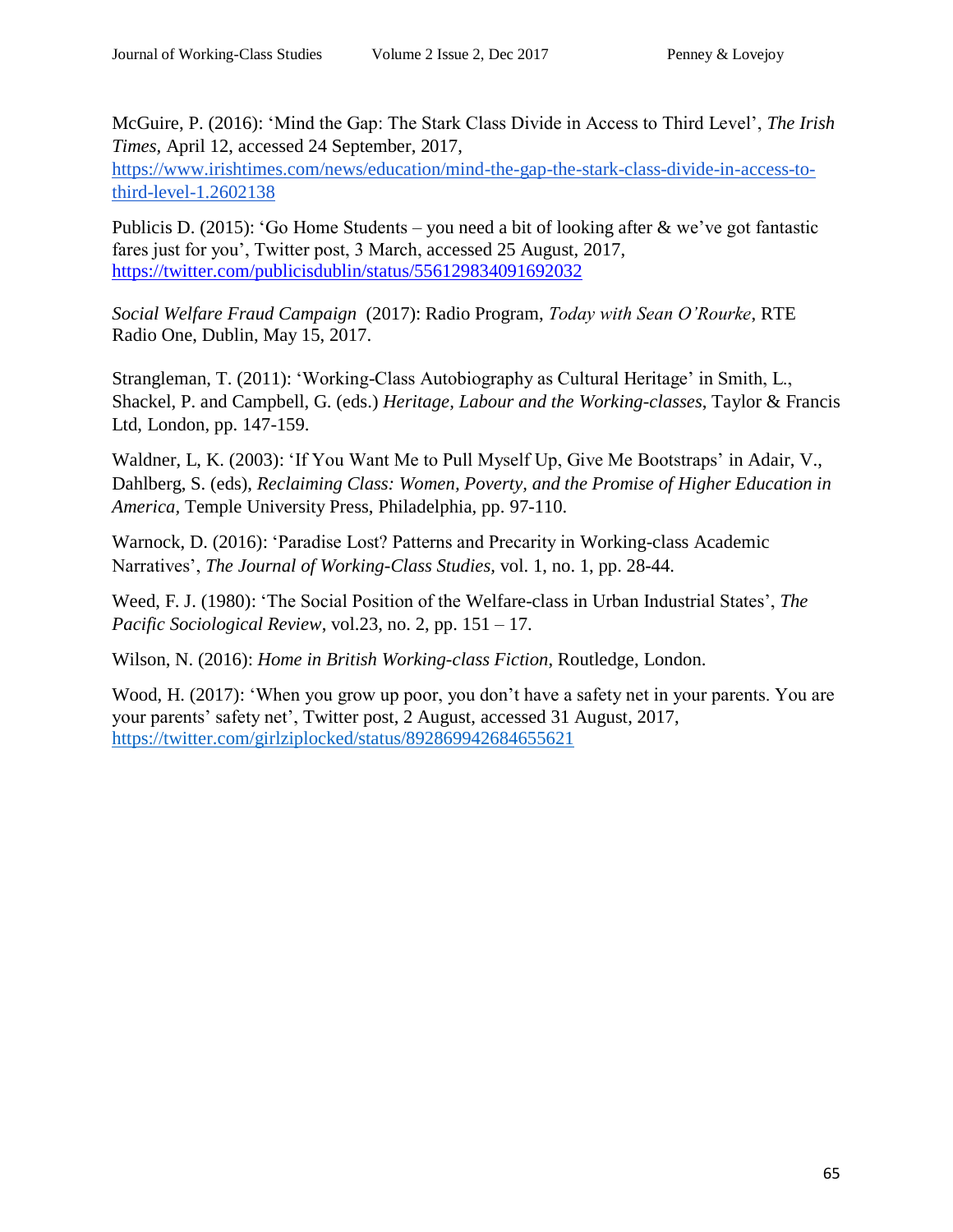McGuire, P. (2016): 'Mind the Gap: The Stark Class Divide in Access to Third Level', *The Irish Times*, April 12, accessed 24 September, 2017, https://www.irishtimes.com/news/education/mind-the-gap-the-stark-class-divide-in-access-to-third-level-1.2602138

Publicis D. (2015): 'Go Home Students – you need a bit of looking after & we've got fantastic fares just for you', Twitter post, 3 March, accessed 25 August, 2017, https://twitter.com/publicisdublin/status/556129834091692032

*Social Welfare Fraud Campaign* (2017): Radio Program, *Today with Sean O'Rourke*, RTE Radio One, Dublin, May 15, 2017.

Strangleman, T. (2011): 'Working-Class Autobiography as Cultural Heritage' in Smith, L., Shackel, P. and Campbell, G. (eds.) *Heritage, Labour and the Working-classes*, Taylor & Francis Ltd, London, pp. 147-159.

Waldner, L, K. (2003): 'If You Want Me to Pull Myself Up, Give Me Bootstraps' in Adair, V., Dahlberg, S. (eds), *Reclaiming Class: Women, Poverty, and the Promise of Higher Education in America*, Temple University Press, Philadelphia, pp. 97-110.

Warnock, D. (2016): 'Paradise Lost? Patterns and Precarity in Working-class Academic Narratives', *The Journal of Working-Class Studies*, vol. 1, no. 1, pp. 28-44.

Weed, F. J. (1980): 'The Social Position of the Welfare-class in Urban Industrial States', *The Pacific Sociological Review*, vol.23, no. 2, pp. 151 – 17.

Wilson, N. (2016): *Home in British Working-class Fiction*, Routledge, London.

Wood, H. (2017): 'When you grow up poor, you don't have a safety net in your parents. You are your parents' safety net', Twitter post, 2 August, accessed 31 August, 2017, https://twitter.com/girlziplocked/status/892869942684655621